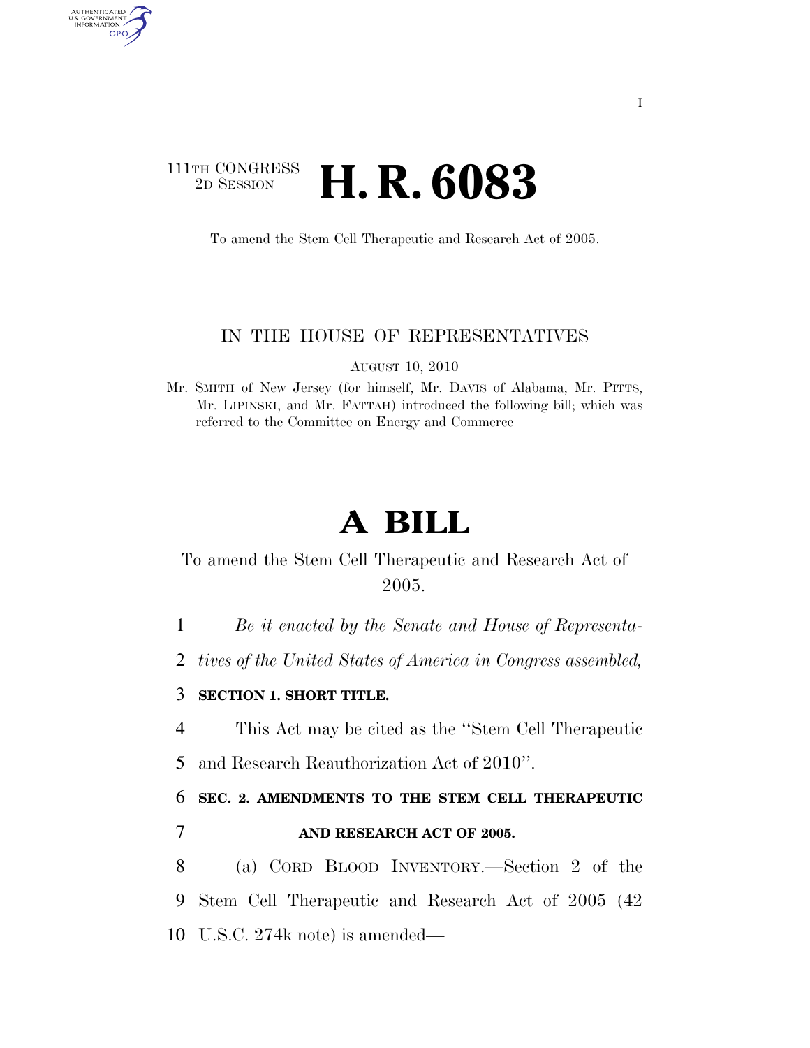111TH CONGRESS
2D SESSION

# H. R. 6083

To amend the Stem Cell Therapeutic and Research Act of 2005.

---

IN THE HOUSE OF REPRESENTATIVES

AUGUST 10, 2010

Mr. SMITH of New Jersey (for himself, Mr. DAVIS of Alabama, Mr. PITTS, Mr. LIPINSKI, and Mr. FATTAH) introduced the following bill; which was referred to the Committee on Energy and Commerce

---

# A BILL

To amend the Stem Cell Therapeutic and Research Act of 2005.

1 *Be it enacted by the Senate and House of Representa-*
2 *tives of the United States of America in Congress assembled,*

3 **SECTION 1. SHORT TITLE.**

4 This Act may be cited as the ''Stem Cell Therapeutic
5 and Research Reauthorization Act of 2010''.

6 **SEC. 2. AMENDMENTS TO THE STEM CELL THERAPEUTIC**
7 **AND RESEARCH ACT OF 2005.**

8 (a) CORD BLOOD INVENTORY.—Section 2 of the
9 Stem Cell Therapeutic and Research Act of 2005 (42
10 U.S.C. 274k note) is amended—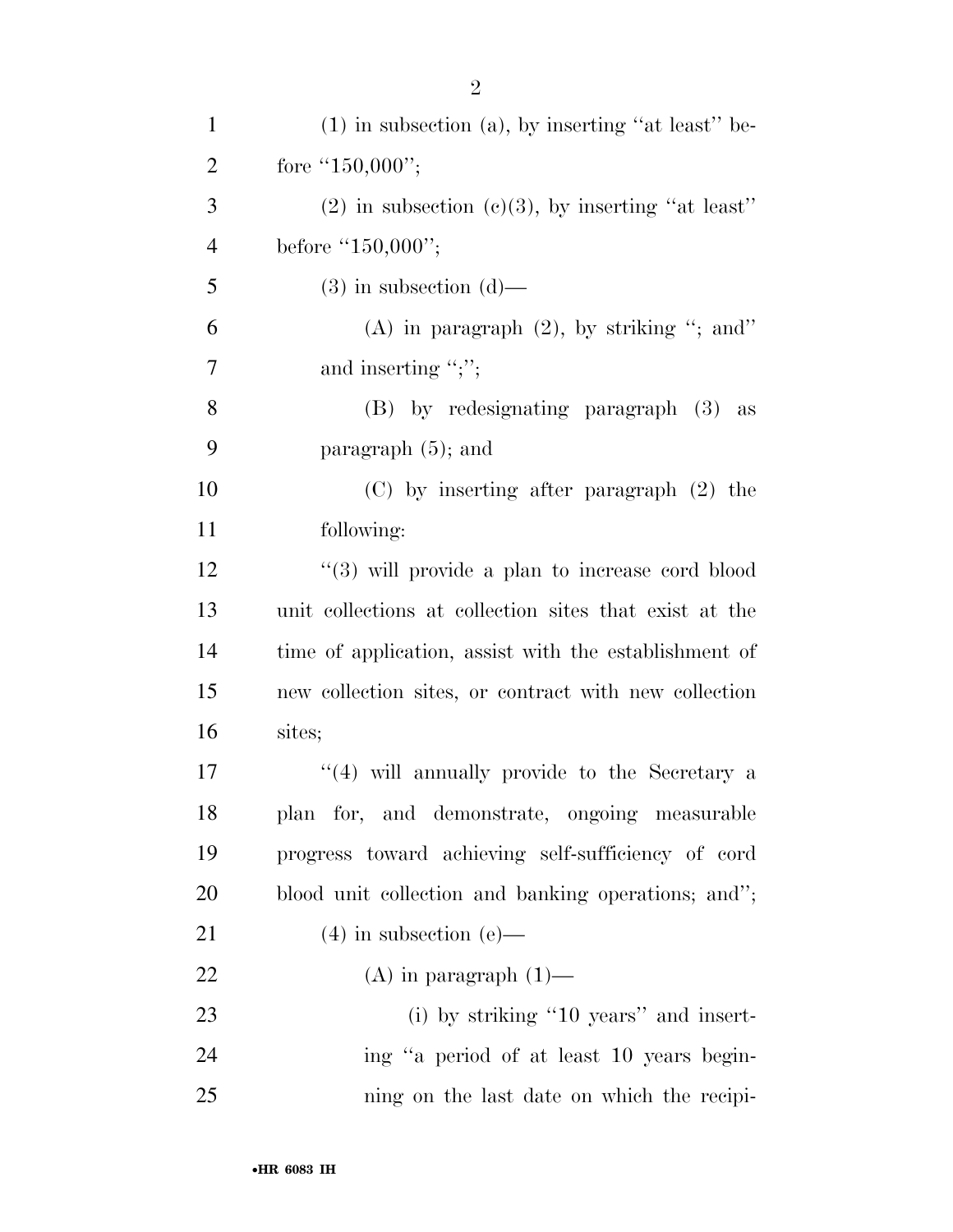(1) in subsection (a), by inserting ''at least'' before ''150,000'';

(2) in subsection (c)(3), by inserting ''at least'' before ''150,000'';

(3) in subsection (d)—

(A) in paragraph (2), by striking ''; and'' and inserting '';'';

(B) by redesignating paragraph (3) as paragraph (5); and

(C) by inserting after paragraph (2) the following:

''(3) will provide a plan to increase cord blood unit collections at collection sites that exist at the time of application, assist with the establishment of new collection sites, or contract with new collection sites;

''(4) will annually provide to the Secretary a plan for, and demonstrate, ongoing measurable progress toward achieving self-sufficiency of cord blood unit collection and banking operations; and'';

(4) in subsection (e)—

(A) in paragraph (1)—

(i) by striking ''10 years'' and inserting ''a period of at least 10 years beginning on the last date on which the recipi-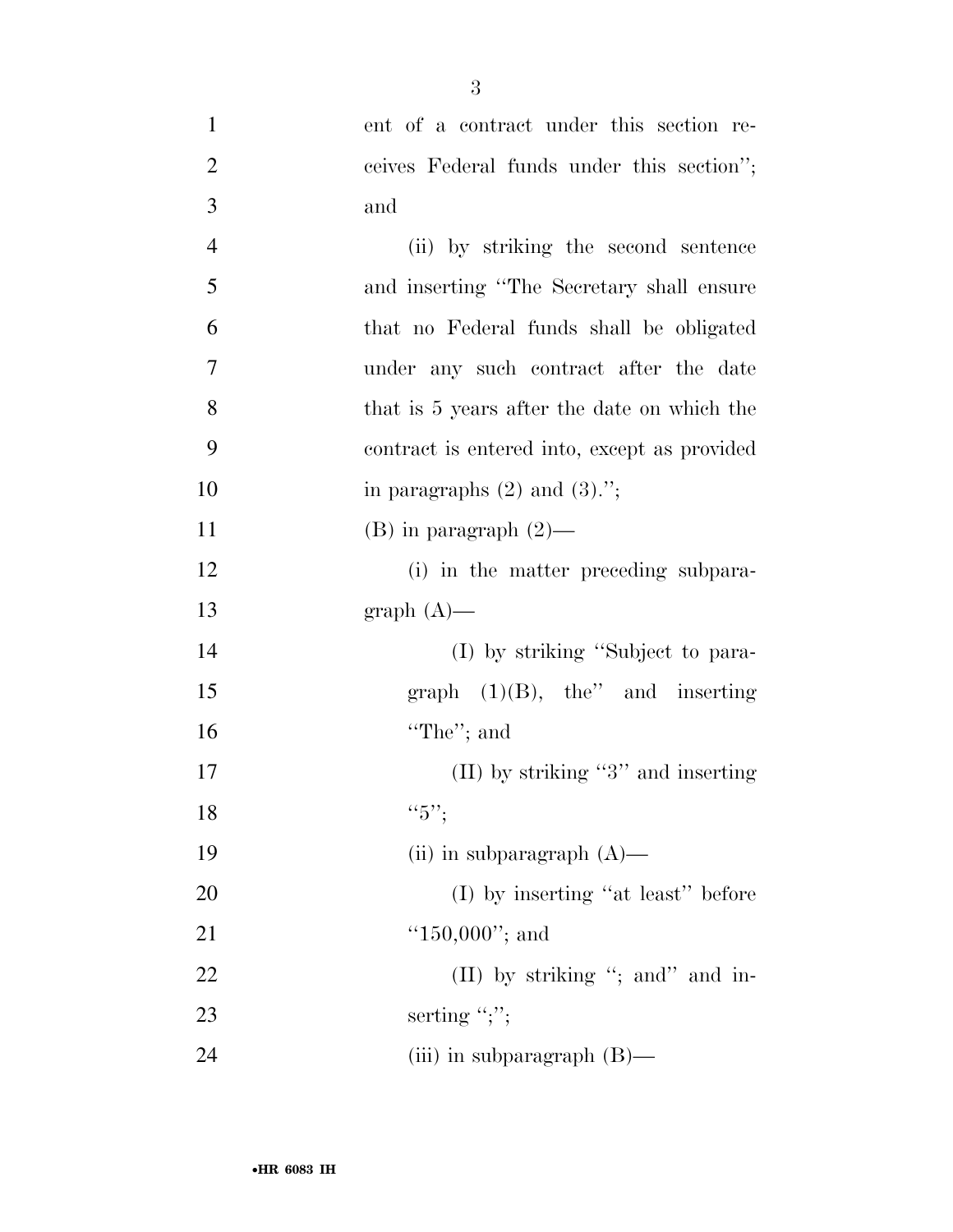ent of a contract under this section receives Federal funds under this section''; and

(ii) by striking the second sentence and inserting ''The Secretary shall ensure that no Federal funds shall be obligated under any such contract after the date that is 5 years after the date on which the contract is entered into, except as provided in paragraphs (2) and (3).'';

(B) in paragraph (2)—

(i) in the matter preceding subparagraph (A)—

(I) by striking ''Subject to paragraph (1)(B), the'' and inserting ''The''; and

(II) by striking ''3'' and inserting ''5'';

(ii) in subparagraph (A)—

(I) by inserting ''at least'' before ''150,000''; and

(II) by striking ''; and'' and inserting '';'';

(iii) in subparagraph (B)—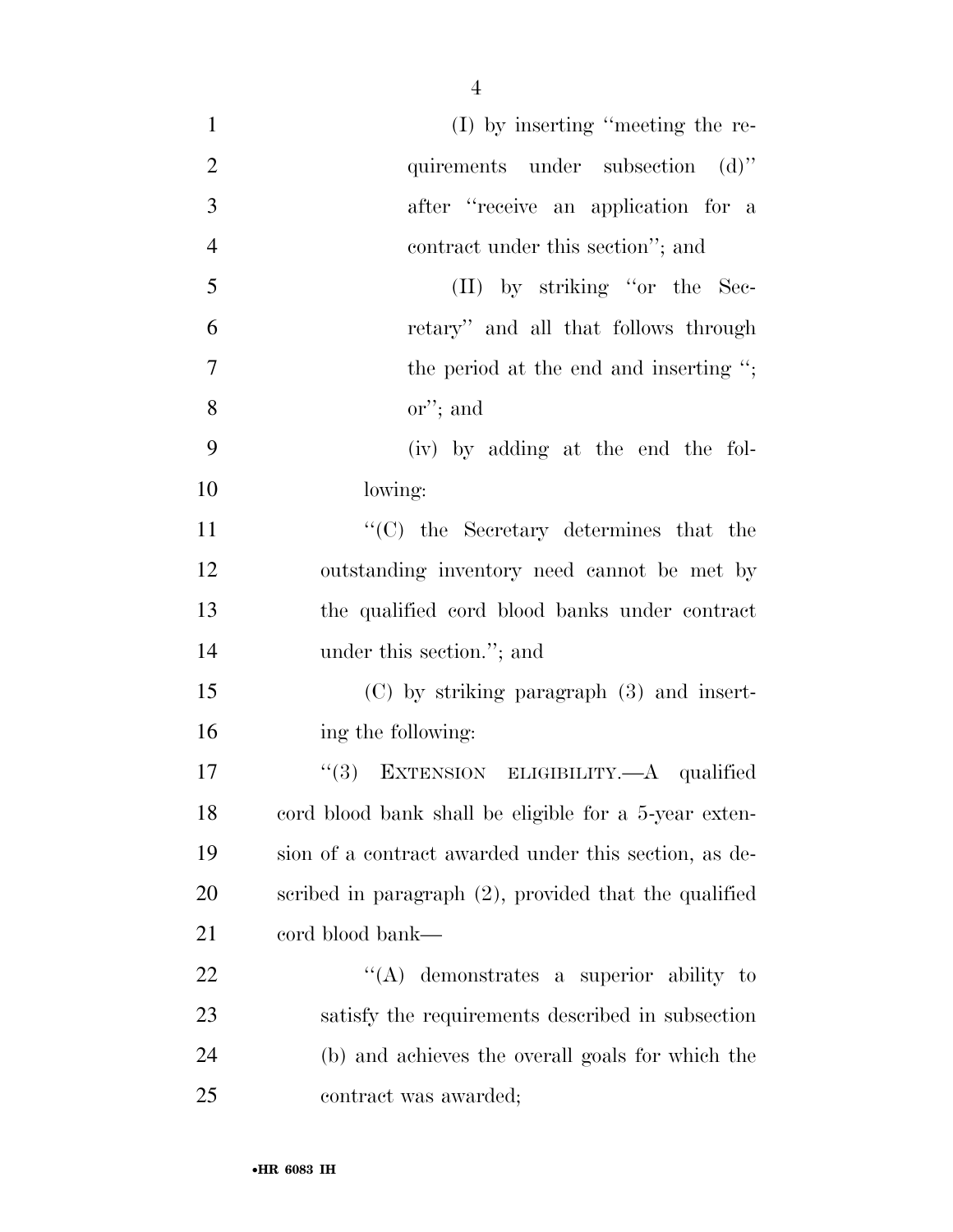(I) by inserting "meeting the requirements under subsection (d)" after "receive an application for a contract under this section"; and

(II) by striking "or the Secretary" and all that follows through the period at the end and inserting "; or"; and

(iv) by adding at the end the following:

"(C) the Secretary determines that the outstanding inventory need cannot be met by the qualified cord blood banks under contract under this section."; and

(C) by striking paragraph (3) and inserting the following:

"(3) EXTENSION ELIGIBILITY.—A qualified cord blood bank shall be eligible for a 5-year extension of a contract awarded under this section, as described in paragraph (2), provided that the qualified cord blood bank—

"(A) demonstrates a superior ability to satisfy the requirements described in subsection (b) and achieves the overall goals for which the contract was awarded;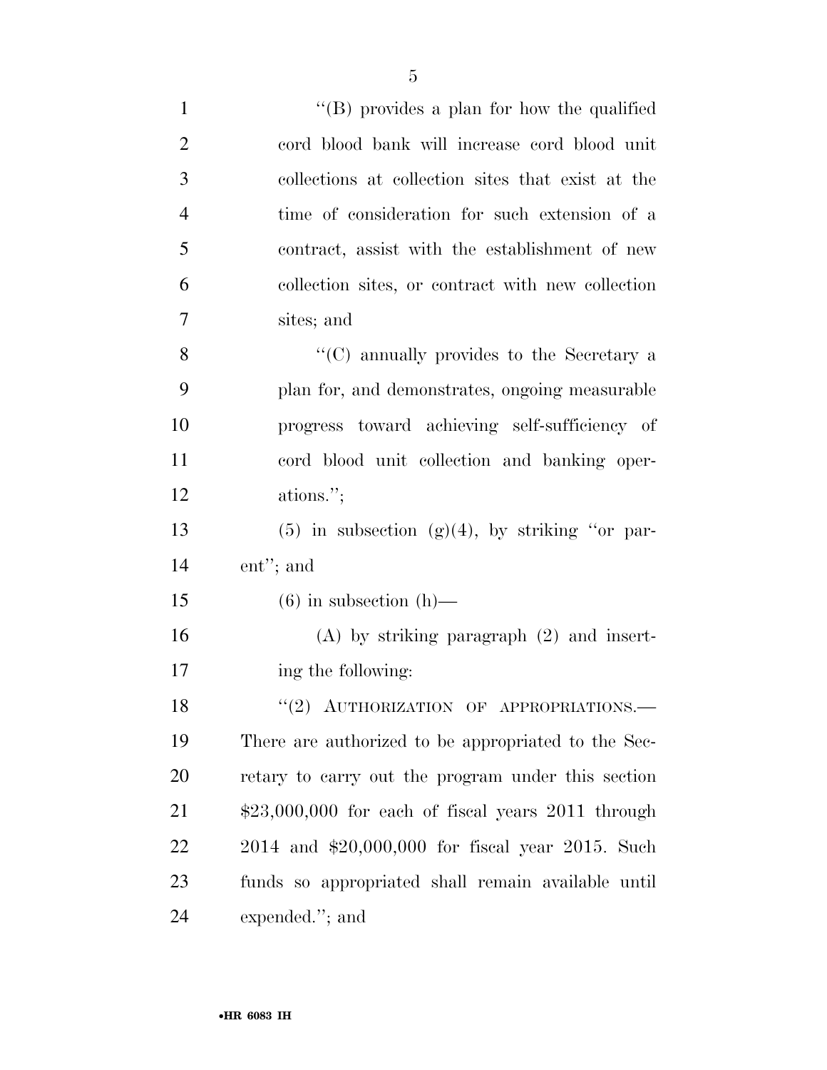"(B) provides a plan for how the qualified cord blood bank will increase cord blood unit collections at collection sites that exist at the time of consideration for such extension of a contract, assist with the establishment of new collection sites, or contract with new collection sites; and

"(C) annually provides to the Secretary a plan for, and demonstrates, ongoing measurable progress toward achieving self-sufficiency of cord blood unit collection and banking operations.";

(5) in subsection (g)(4), by striking "or parent"; and

(6) in subsection (h)—

(A) by striking paragraph (2) and inserting the following:

"(2) AUTHORIZATION OF APPROPRIATIONS.—There are authorized to be appropriated to the Secretary to carry out the program under this section $23,000,000 for each of fiscal years 2011 through 2014 and $20,000,000 for fiscal year 2015. Such funds so appropriated shall remain available until expended."; and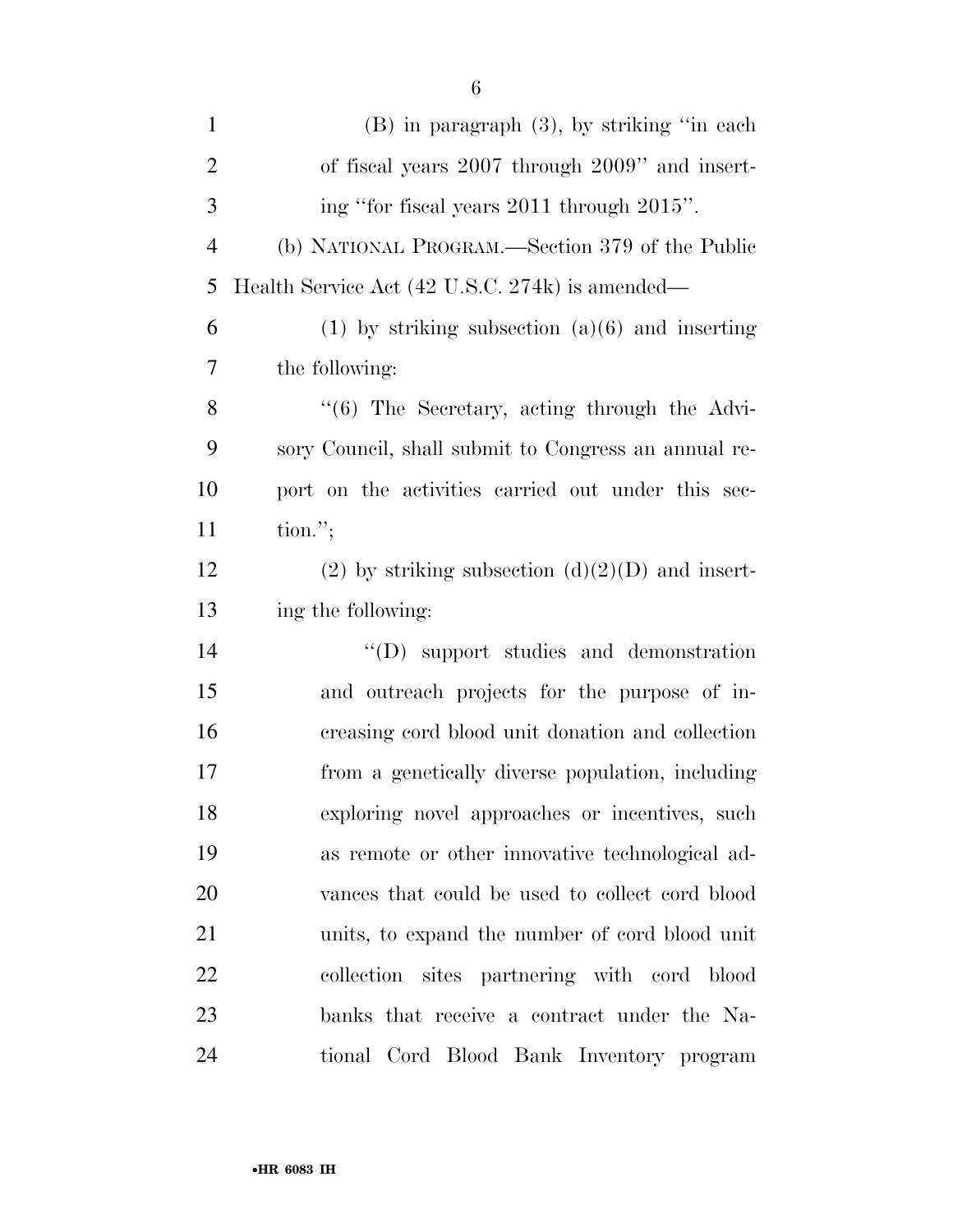(B) in paragraph (3), by striking "in each of fiscal years 2007 through 2009" and inserting "for fiscal years 2011 through 2015".

(b) NATIONAL PROGRAM.—Section 379 of the Public Health Service Act (42 U.S.C. 274k) is amended—

(1) by striking subsection (a)(6) and inserting the following:

"(6) The Secretary, acting through the Advisory Council, shall submit to Congress an annual report on the activities carried out under this section.";

(2) by striking subsection (d)(2)(D) and inserting the following:

"(D) support studies and demonstration and outreach projects for the purpose of increasing cord blood unit donation and collection from a genetically diverse population, including exploring novel approaches or incentives, such as remote or other innovative technological advances that could be used to collect cord blood units, to expand the number of cord blood unit collection sites partnering with cord blood banks that receive a contract under the National Cord Blood Bank Inventory program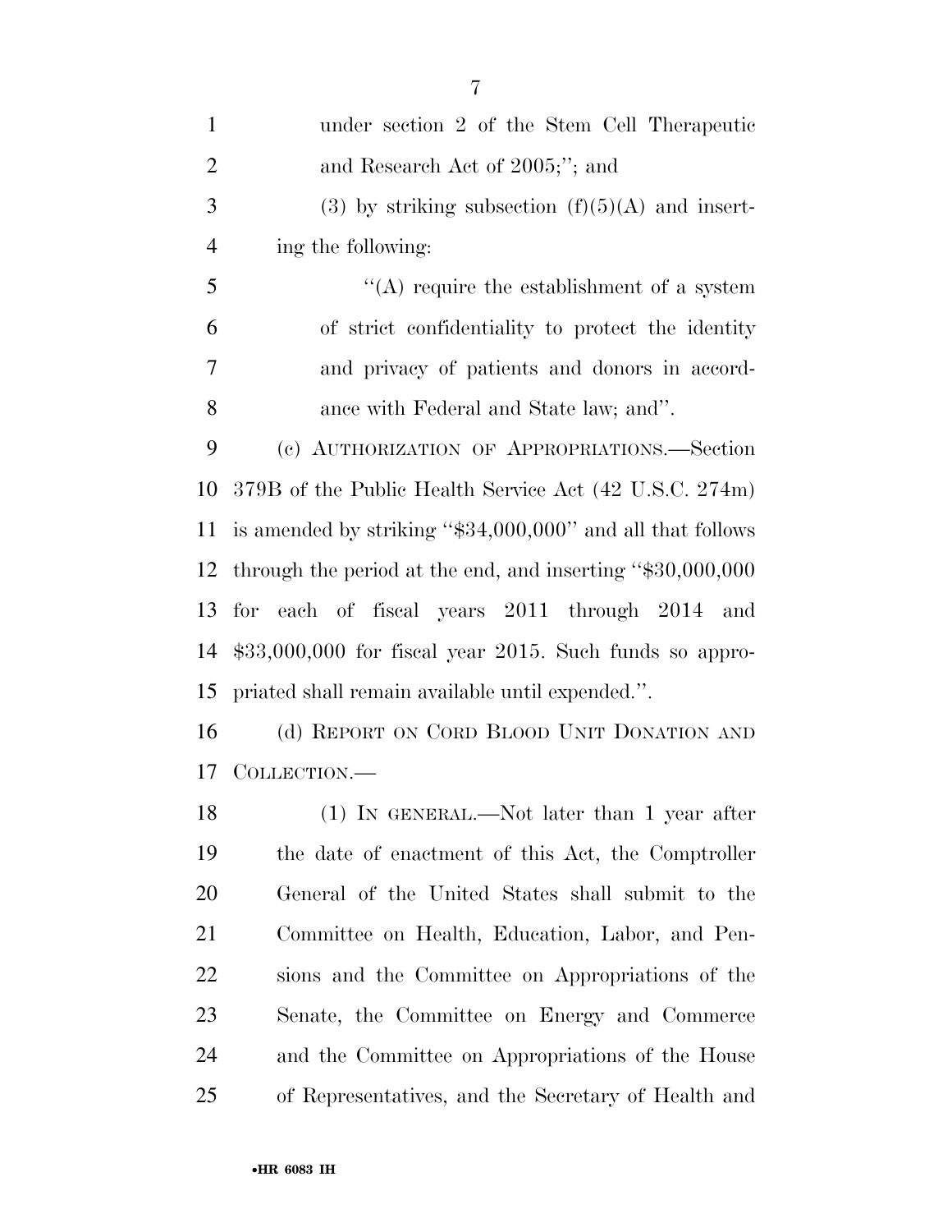under section 2 of the Stem Cell Therapeutic and Research Act of 2005;''; and

(3) by striking subsection (f)(5)(A) and inserting the following:

''(A) require the establishment of a system of strict confidentiality to protect the identity and privacy of patients and donors in accordance with Federal and State law; and''.

(c) AUTHORIZATION OF APPROPRIATIONS.—Section 379B of the Public Health Service Act (42 U.S.C. 274m) is amended by striking ''$34,000,000'' and all that follows through the period at the end, and inserting ''$30,000,000 for each of fiscal years 2011 through 2014 and $33,000,000 for fiscal year 2015. Such funds so appropriated shall remain available until expended.''.

(d) REPORT ON CORD BLOOD UNIT DONATION AND COLLECTION.—

(1) IN GENERAL.—Not later than 1 year after the date of enactment of this Act, the Comptroller General of the United States shall submit to the Committee on Health, Education, Labor, and Pensions and the Committee on Appropriations of the Senate, the Committee on Energy and Commerce and the Committee on Appropriations of the House of Representatives, and the Secretary of Health and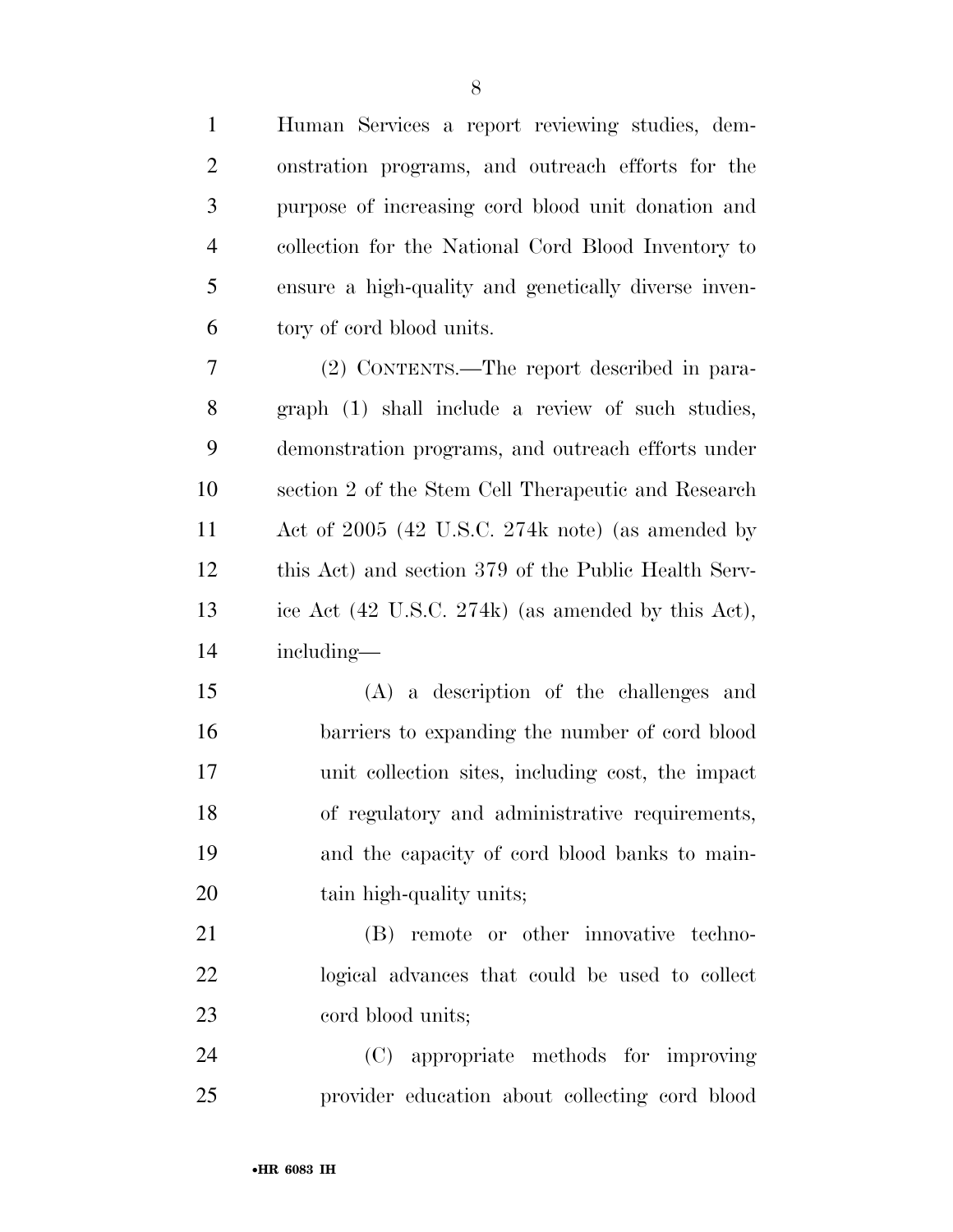Human Services a report reviewing studies, demonstration programs, and outreach efforts for the purpose of increasing cord blood unit donation and collection for the National Cord Blood Inventory to ensure a high-quality and genetically diverse inventory of cord blood units.

(2) CONTENTS.—The report described in paragraph (1) shall include a review of such studies, demonstration programs, and outreach efforts under section 2 of the Stem Cell Therapeutic and Research Act of 2005 (42 U.S.C. 274k note) (as amended by this Act) and section 379 of the Public Health Service Act (42 U.S.C. 274k) (as amended by this Act), including—

(A) a description of the challenges and barriers to expanding the number of cord blood unit collection sites, including cost, the impact of regulatory and administrative requirements, and the capacity of cord blood banks to maintain high-quality units;

(B) remote or other innovative technological advances that could be used to collect cord blood units;

(C) appropriate methods for improving provider education about collecting cord blood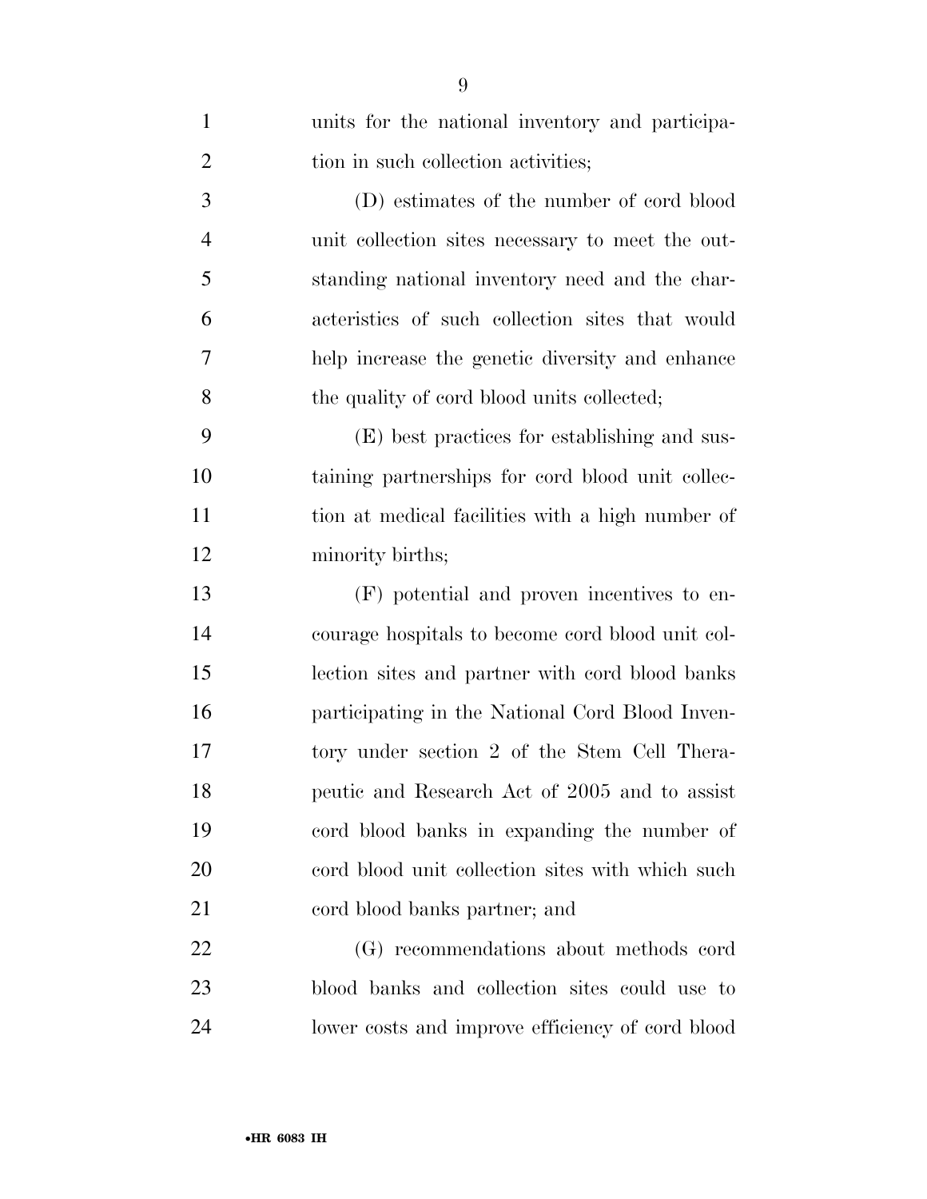units for the national inventory and participation in such collection activities;

(D) estimates of the number of cord blood unit collection sites necessary to meet the outstanding national inventory need and the characteristics of such collection sites that would help increase the genetic diversity and enhance the quality of cord blood units collected;

(E) best practices for establishing and sustaining partnerships for cord blood unit collection at medical facilities with a high number of minority births;

(F) potential and proven incentives to encourage hospitals to become cord blood unit collection sites and partner with cord blood banks participating in the National Cord Blood Inventory under section 2 of the Stem Cell Therapeutic and Research Act of 2005 and to assist cord blood banks in expanding the number of cord blood unit collection sites with which such cord blood banks partner; and

(G) recommendations about methods cord blood banks and collection sites could use to lower costs and improve efficiency of cord blood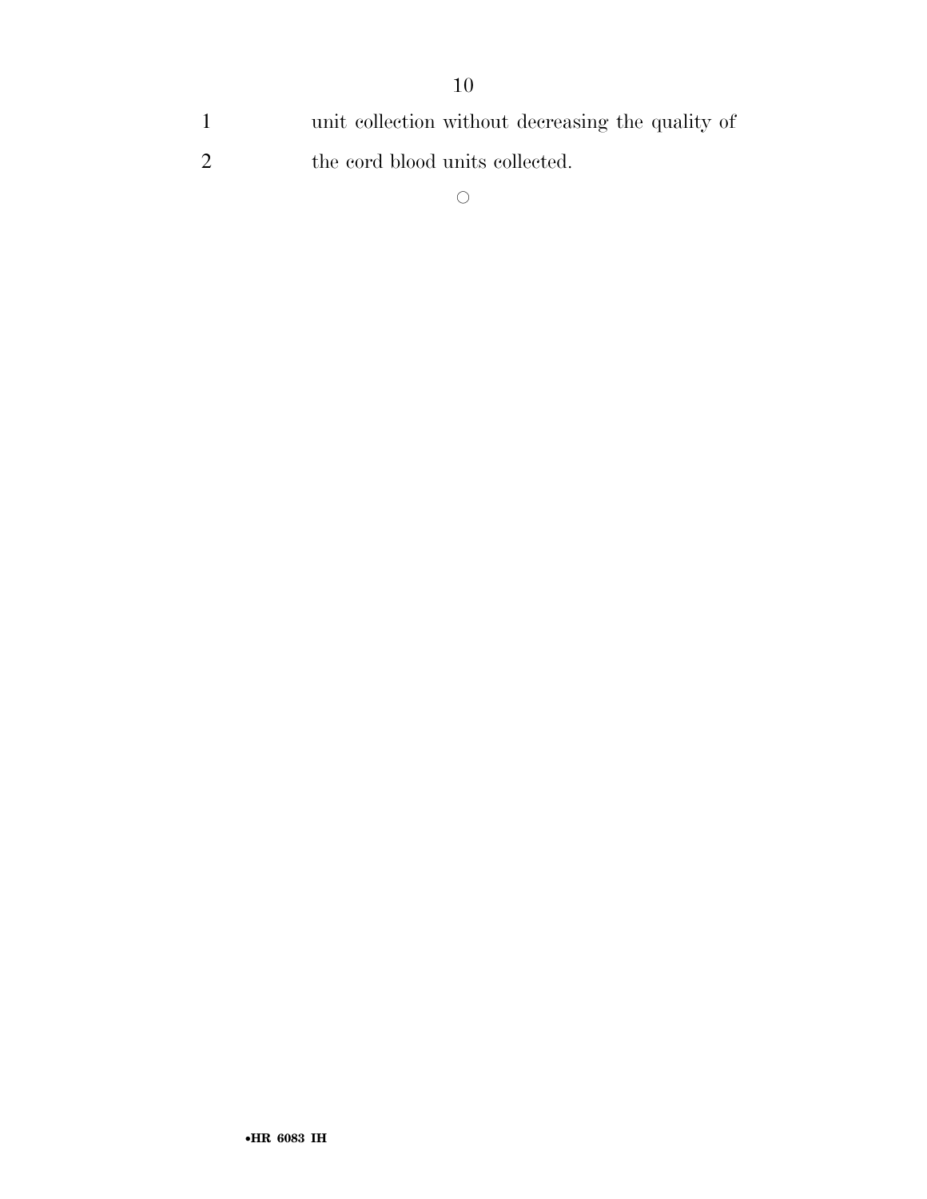unit collection without decreasing the quality of the cord blood units collected.

○